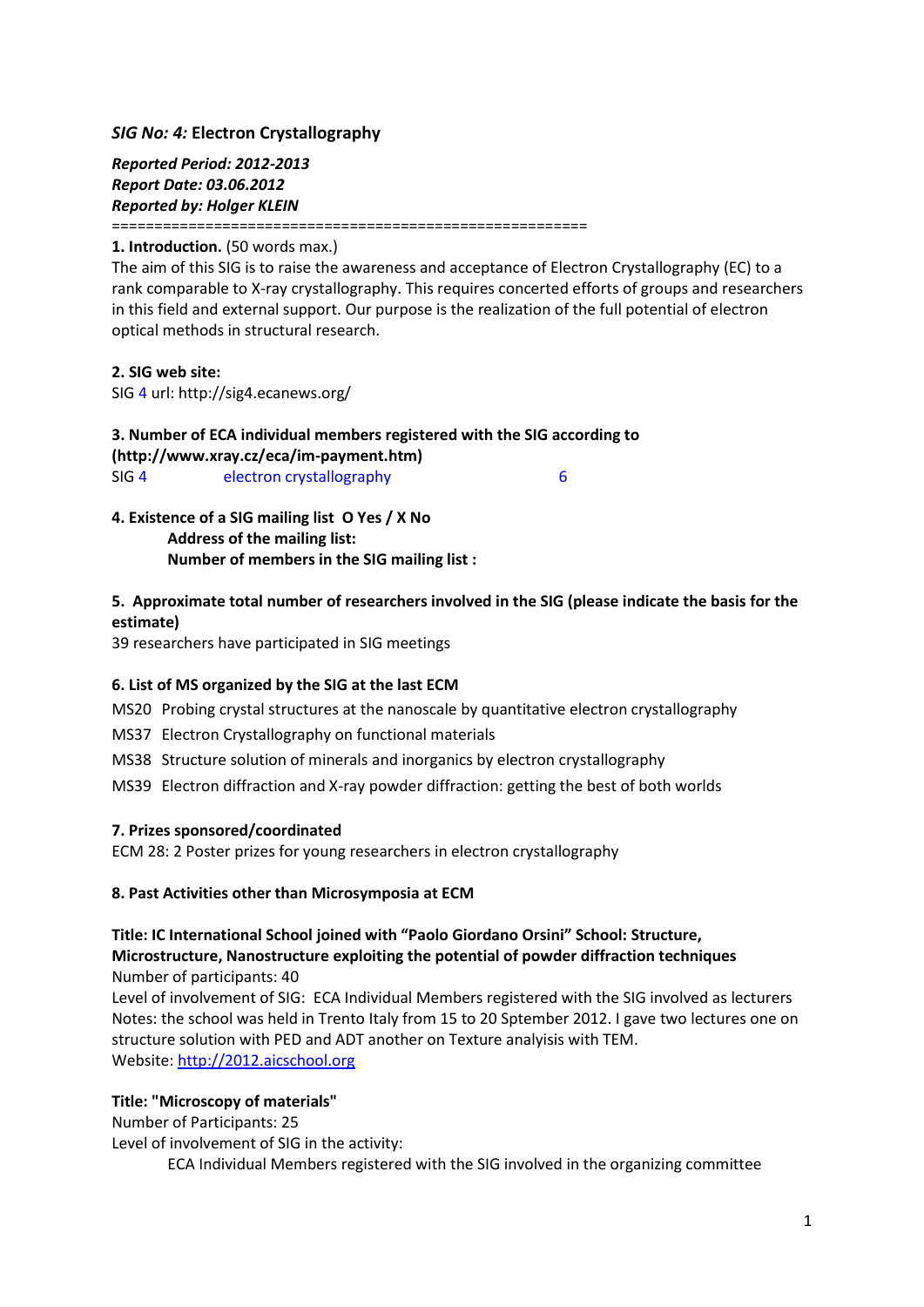*SIG No: 4:* **Electron Crystallography**

***Reported Period: 2012-2013***
***Report Date: 03.06.2012***
***Reported by: Holger KLEIN***

========================================================

**1. Introduction.** (50 words max.)
The aim of this SIG is to raise the awareness and acceptance of Electron Crystallography (EC) to a rank comparable to X-ray crystallography. This requires concerted efforts of groups and researchers in this field and external support. Our purpose is the realization of the full potential of electron optical methods in structural research.

**2. SIG web site:**
SIG 4 url: http://sig4.ecanews.org/

**3. Number of ECA individual members registered with the SIG according to (http://www.xray.cz/eca/im-payment.htm)**

| SIG 4 | electron crystallography | 6 |
|---|---|---|

**4. Existence of a SIG mailing list O Yes / X No**
**Address of the mailing list:**
**Number of members in the SIG mailing list :**

**5. Approximate total number of researchers involved in the SIG (please indicate the basis for the estimate)**
39 researchers have participated in SIG meetings

**6. List of MS organized by the SIG at the last ECM**

MS20 Probing crystal structures at the nanoscale by quantitative electron crystallography

MS37 Electron Crystallography on functional materials

MS38 Structure solution of minerals and inorganics by electron crystallography

MS39 Electron diffraction and X-ray powder diffraction: getting the best of both worlds

**7. Prizes sponsored/coordinated**
ECM 28: 2 Poster prizes for young researchers in electron crystallography

**8. Past Activities other than Microsymposia at ECM**

**Title: IC International School joined with "Paolo Giordano Orsini" School: Structure, Microstructure, Nanostructure exploiting the potential of powder diffraction techniques**
Number of participants: 40
Level of involvement of SIG: ECA Individual Members registered with the SIG involved as lecturers
Notes: the school was held in Trento Italy from 15 to 20 Sptember 2012. I gave two lectures one on structure solution with PED and ADT another on Texture analyisis with TEM.
Website: http://2012.aicschool.org

**Title: "Microscopy of materials"**
Number of Participants: 25
Level of involvement of SIG in the activity:
ECA Individual Members registered with the SIG involved in the organizing committee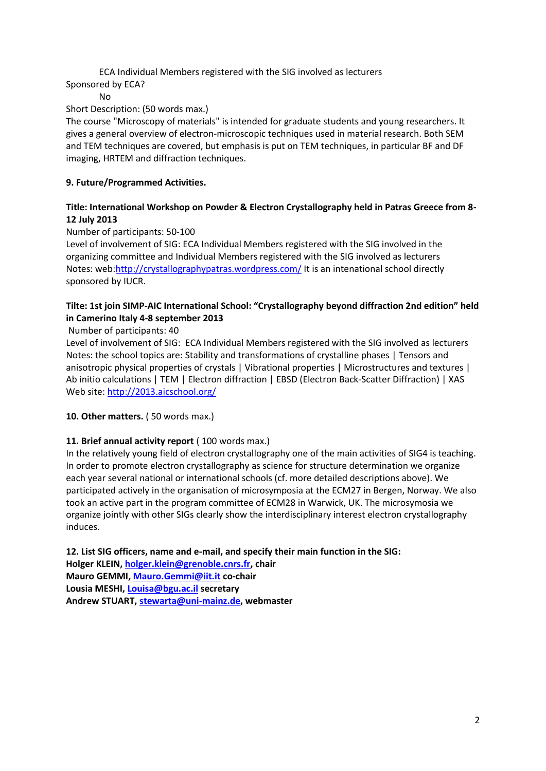ECA Individual Members registered with the SIG involved as lecturers

Sponsored by ECA?

No

Short Description: (50 words max.)

The course "Microscopy of materials" is intended for graduate students and young researchers. It gives a general overview of electron-microscopic techniques used in material research. Both SEM and TEM techniques are covered, but emphasis is put on TEM techniques, in particular BF and DF imaging, HRTEM and diffraction techniques.

**9. Future/Programmed Activities.**

**Title: International Workshop on Powder & Electron Crystallography held in Patras Greece from 8-12 July 2013**

Number of participants: 50-100

Level of involvement of SIG: ECA Individual Members registered with the SIG involved in the organizing committee and Individual Members registered with the SIG involved as lecturers

Notes: web:http://crystallographypatras.wordpress.com/ It is an intenational school directly sponsored by IUCR.

**Tilte: 1st join SIMP-AIC International School: "Crystallography beyond diffraction 2nd edition" held in Camerino Italy 4-8 september 2013**

Number of participants: 40

Level of involvement of SIG: ECA Individual Members registered with the SIG involved as lecturers

Notes: the school topics are: Stability and transformations of crystalline phases | Tensors and anisotropic physical properties of crystals | Vibrational properties | Microstructures and textures | Ab initio calculations | TEM | Electron diffraction | EBSD (Electron Back-Scatter Diffraction) | XAS

Web site: http://2013.aicschool.org/

**10. Other matters.** ( 50 words max.)

**11. Brief annual activity report** ( 100 words max.)

In the relatively young field of electron crystallography one of the main activities of SIG4 is teaching. In order to promote electron crystallography as science for structure determination we organize each year several national or international schools (cf. more detailed descriptions above). We participated actively in the organisation of microsymposia at the ECM27 in Bergen, Norway. We also took an active part in the program committee of ECM28 in Warwick, UK. The microsymosia we organize jointly with other SIGs clearly show the interdisciplinary interest electron crystallography induces.

**12. List SIG officers, name and e-mail, and specify their main function in the SIG:**

**Holger KLEIN, holger.klein@grenoble.cnrs.fr, chair**

**Mauro GEMMI, Mauro.Gemmi@iit.it co-chair**

**Lousia MESHI, Louisa@bgu.ac.il secretary**

**Andrew STUART, stewarta@uni-mainz.de, webmaster**